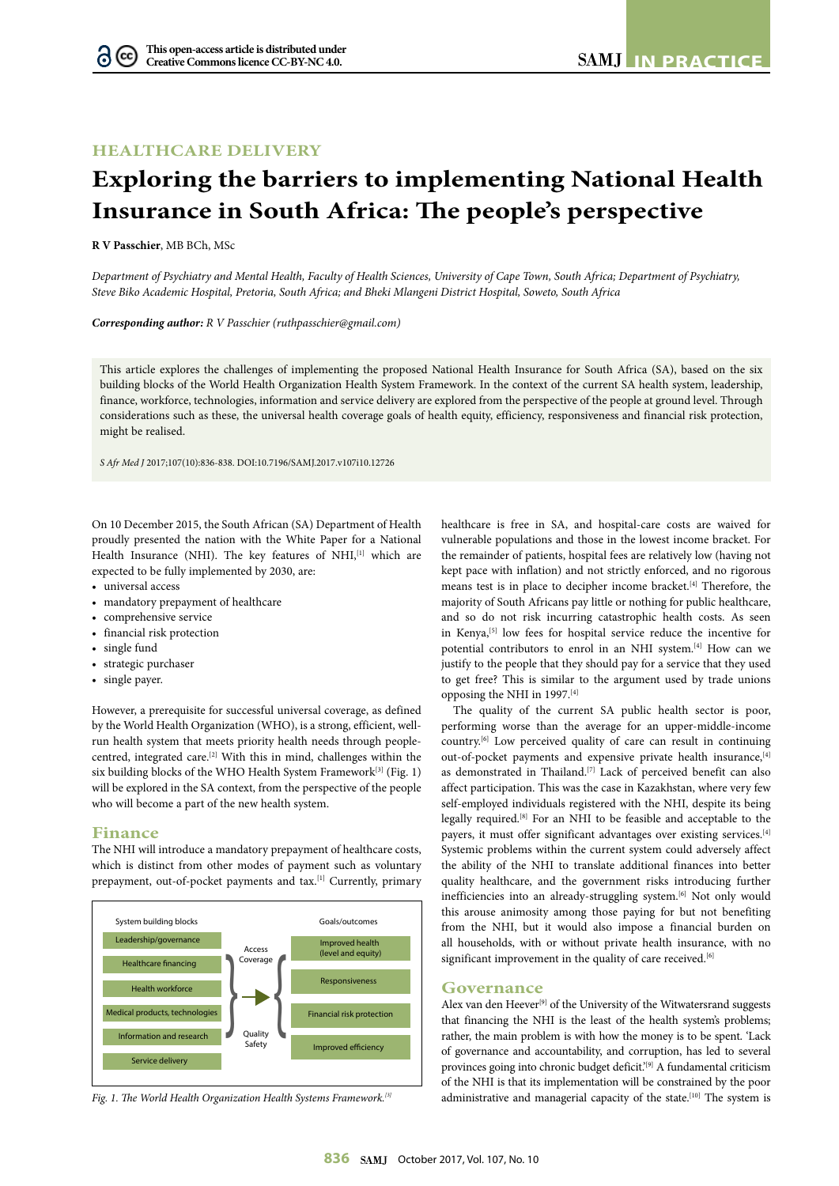HEALTHCARE DELIVERY

# Exploring the barriers to implementing National Health Insurance in South Africa: The people's perspective

**R V Passchier**, MB BCh, MSc

*Department of Psychiatry and Mental Health, Faculty of Health Sciences, University of Cape Town, South Africa; Department of Psychiatry, Steve Biko Academic Hospital, Pretoria, South Africa; and Bheki Mlangeni District Hospital, Soweto, South Africa*

***Corresponding author:** R V Passchier (ruthpasschier@gmail.com)*

This article explores the challenges of implementing the proposed National Health Insurance for South Africa (SA), based on the six building blocks of the World Health Organization Health System Framework. In the context of the current SA health system, leadership, finance, workforce, technologies, information and service delivery are explored from the perspective of the people at ground level. Through considerations such as these, the universal health coverage goals of health equity, efficiency, responsiveness and financial risk protection, might be realised.

*S Afr Med J* 2017;107(10):836-838. DOI:10.7196/SAMJ.2017.v107i10.12726

On 10 December 2015, the South African (SA) Department of Health proudly presented the nation with the White Paper for a National Health Insurance (NHI).[1] The key features of NHI,[1] which are expected to be fully implemented by 2030, are:

- universal access
- mandatory prepayment of healthcare
- comprehensive service
- financial risk protection
- single fund
- strategic purchaser
- single payer.

However, a prerequisite for successful universal coverage, as defined by the World Health Organization (WHO), is a strong, efficient, well-run health system that meets priority health needs through people-centred, integrated care.[2] With this in mind, challenges within the six building blocks of the WHO Health System Framework[3] (Fig. 1) will be explored in the SA context, from the perspective of the people who will become a part of the new health system.

## Finance

The NHI will introduce a mandatory prepayment of healthcare costs, which is distinct from other modes of payment such as voluntary prepayment, out-of-pocket payments and tax.[1] Currently, primary healthcare is free in SA, and hospital-care costs are waived for vulnerable populations and those in the lowest income bracket. For the remainder of patients, hospital fees are relatively low (having not kept pace with inflation) and not strictly enforced, and no rigorous means test is in place to decipher income bracket.[4] Therefore, the majority of South Africans pay little or nothing for public healthcare, and so do not risk incurring catastrophic health costs. As seen in Kenya,[5] low fees for hospital service reduce the incentive for potential contributors to enrol in an NHI system.[4] How can we justify to the people that they should pay for a service that they used to get free? This is similar to the argument used by trade unions opposing the NHI in 1997.[4]

| System building blocks | | Goals/outcomes |
|---|---|---|
| Leadership/governance | Access Coverage | Improved health (level and equity) |
| Healthcare financing | | Responsiveness |
| Health workforce | | Financial risk protection |
| Medical products, technologies | Quality Safety | Improved efficiency |
| Information and research | | |
| Service delivery | | |

*Fig. 1. The World Health Organization Health Systems Framework.[3]*

The quality of the current SA public health sector is poor, performing worse than the average for an upper-middle-income country.[6] Low perceived quality of care can result in continuing out-of-pocket payments and expensive private health insurance,[4] as demonstrated in Thailand.[7] Lack of perceived benefit can also affect participation. This was the case in Kazakhstan, where very few self-employed individuals registered with the NHI, despite its being legally required.[8] For an NHI to be feasible and acceptable to the payers, it must offer significant advantages over existing services.[4] Systemic problems within the current system could adversely affect the ability of the NHI to translate additional finances into better quality healthcare, and the government risks introducing further inefficiencies into an already-struggling system.[6] Not only would this arouse animosity among those paying for but not benefiting from the NHI, but it would also impose a financial burden on all households, with or without private health insurance, with no significant improvement in the quality of care received.[6]

## Governance

Alex van den Heever[9] of the University of the Witwatersrand suggests that financing the NHI is the least of the health system's problems; rather, the main problem is with how the money is to be spent. 'Lack of governance and accountability, and corruption, has led to several provinces going into chronic budget deficit.'[9] A fundamental criticism of the NHI is that its implementation will be constrained by the poor administrative and managerial capacity of the state.[10] The system is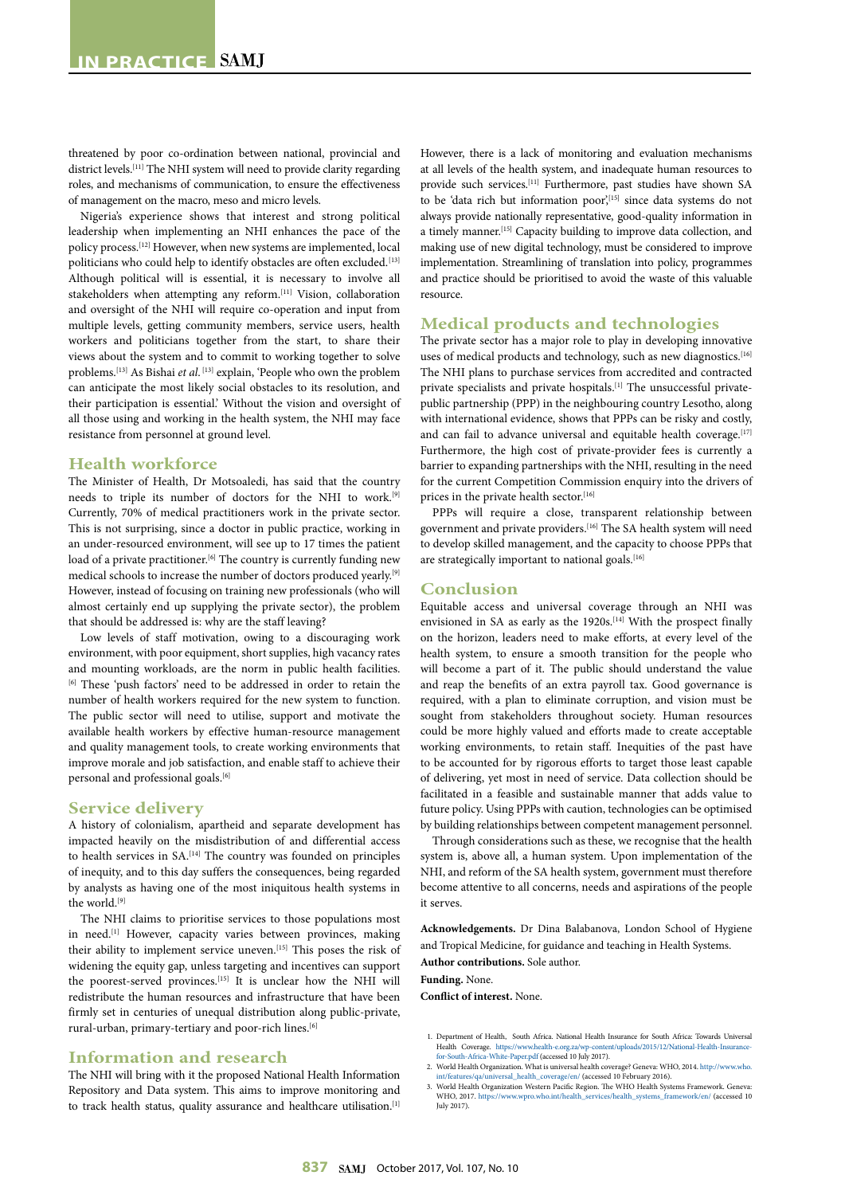threatened by poor co-ordination between national, provincial and district levels.[11] The NHI system will need to provide clarity regarding roles, and mechanisms of communication, to ensure the effectiveness of management on the macro, meso and micro levels.

Nigeria's experience shows that interest and strong political leadership when implementing an NHI enhances the pace of the policy process.[12] However, when new systems are implemented, local politicians who could help to identify obstacles are often excluded.[13] Although political will is essential, it is necessary to involve all stakeholders when attempting any reform.[11] Vision, collaboration and oversight of the NHI will require co-operation and input from multiple levels, getting community members, service users, health workers and politicians together from the start, to share their views about the system and to commit to working together to solve problems.[13] As Bishai *et al.*[13] explain, 'People who own the problem can anticipate the most likely social obstacles to its resolution, and their participation is essential.' Without the vision and oversight of all those using and working in the health system, the NHI may face resistance from personnel at ground level.

## Health workforce

The Minister of Health, Dr Motsoaledi, has said that the country needs to triple its number of doctors for the NHI to work.[9] Currently, 70% of medical practitioners work in the private sector. This is not surprising, since a doctor in public practice, working in an under-resourced environment, will see up to 17 times the patient load of a private practitioner.[6] The country is currently funding new medical schools to increase the number of doctors produced yearly.[9] However, instead of focusing on training new professionals (who will almost certainly end up supplying the private sector), the problem that should be addressed is: why are the staff leaving?

Low levels of staff motivation, owing to a discouraging work environment, with poor equipment, short supplies, high vacancy rates and mounting workloads, are the norm in public health facilities.[6] These 'push factors' need to be addressed in order to retain the number of health workers required for the new system to function. The public sector will need to utilise, support and motivate the available health workers by effective human-resource management and quality management tools, to create working environments that improve morale and job satisfaction, and enable staff to achieve their personal and professional goals.[6]

## Service delivery

A history of colonialism, apartheid and separate development has impacted heavily on the misdistribution of and differential access to health services in SA.[14] The country was founded on principles of inequity, and to this day suffers the consequences, being regarded by analysts as having one of the most iniquitous health systems in the world.[9]

The NHI claims to prioritise services to those populations most in need.[1] However, capacity varies between provinces, making their ability to implement service uneven.[15] This poses the risk of widening the equity gap, unless targeting and incentives can support the poorest-served provinces.[15] It is unclear how the NHI will redistribute the human resources and infrastructure that have been firmly set in centuries of unequal distribution along public-private, rural-urban, primary-tertiary and poor-rich lines.[6]

## Information and research

The NHI will bring with it the proposed National Health Information Repository and Data system. This aims to improve monitoring and to track health status, quality assurance and healthcare utilisation.[1] However, there is a lack of monitoring and evaluation mechanisms at all levels of the health system, and inadequate human resources to provide such services.[11] Furthermore, past studies have shown SA to be 'data rich but information poor',[15] since data systems do not always provide nationally representative, good-quality information in a timely manner.[15] Capacity building to improve data collection, and making use of new digital technology, must be considered to improve implementation. Streamlining of translation into policy, programmes and practice should be prioritised to avoid the waste of this valuable resource.

## Medical products and technologies

The private sector has a major role to play in developing innovative uses of medical products and technology, such as new diagnostics.[16] The NHI plans to purchase services from accredited and contracted private specialists and private hospitals.[1] The unsuccessful private-public partnership (PPP) in the neighbouring country Lesotho, along with international evidence, shows that PPPs can be risky and costly, and can fail to advance universal and equitable health coverage.[17] Furthermore, the high cost of private-provider fees is currently a barrier to expanding partnerships with the NHI, resulting in the need for the current Competition Commission enquiry into the drivers of prices in the private health sector.[16]

PPPs will require a close, transparent relationship between government and private providers.[16] The SA health system will need to develop skilled management, and the capacity to choose PPPs that are strategically important to national goals.[16]

## Conclusion

Equitable access and universal coverage through an NHI was envisioned in SA as early as the 1920s.[14] With the prospect finally on the horizon, leaders need to make efforts, at every level of the health system, to ensure a smooth transition for the people who will become a part of it. The public should understand the value and reap the benefits of an extra payroll tax. Good governance is required, with a plan to eliminate corruption, and vision must be sought from stakeholders throughout society. Human resources could be more highly valued and efforts made to create acceptable working environments, to retain staff. Inequities of the past have to be accounted for by rigorous efforts to target those least capable of delivering, yet most in need of service. Data collection should be facilitated in a feasible and sustainable manner that adds value to future policy. Using PPPs with caution, technologies can be optimised by building relationships between competent management personnel.

Through considerations such as these, we recognise that the health system is, above all, a human system. Upon implementation of the NHI, and reform of the SA health system, government must therefore become attentive to all concerns, needs and aspirations of the people it serves.

**Acknowledgements.** Dr Dina Balabanova, London School of Hygiene and Tropical Medicine, for guidance and teaching in Health Systems.

**Author contributions.** Sole author.

**Funding.** None.

**Conflict of interest.** None.

1. Department of Health, South Africa. National Health Insurance for South Africa: Towards Universal Health Coverage. https://www.health-e.org.za/wp-content/uploads/2015/12/National-Health-Insurance-for-South-Africa-White-Paper.pdf (accessed 10 July 2017).
2. World Health Organization. What is universal health coverage? Geneva: WHO, 2014. http://www.who.int/features/qa/universal_health_coverage/en/ (accessed 10 February 2016).
3. World Health Organization Western Pacific Region. The WHO Health Systems Framework. Geneva: WHO, 2017. https://www.wpro.who.int/health_services/health_systems_framework/en/ (accessed 10 July 2017).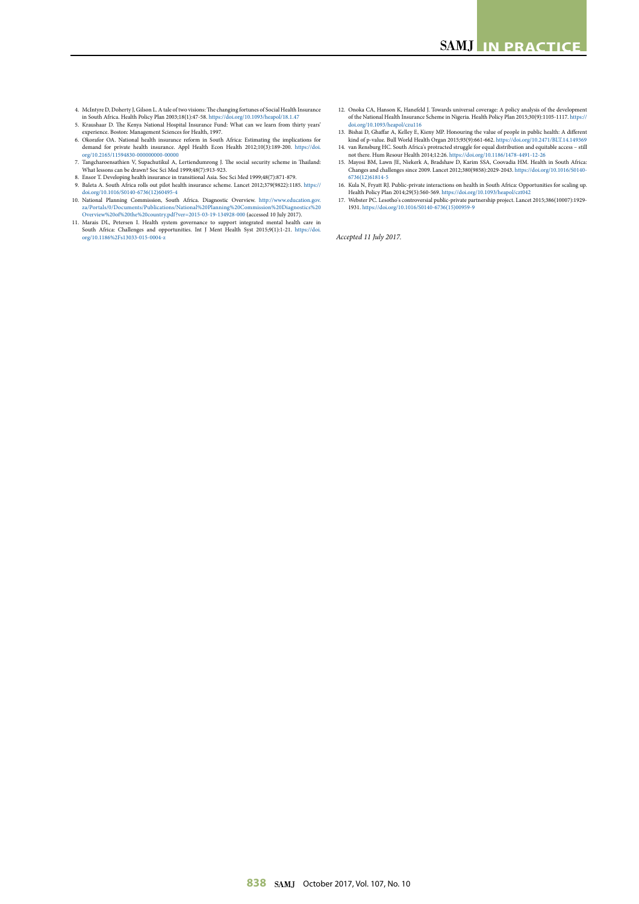4. McIntyre D, Doherty J, Gilson L. A tale of two visions: The changing fortunes of Social Health Insurance in South Africa. Health Policy Plan 2003;18(1):47-58. https://doi.org/10.1093/heapol/18.1.47
5. Kraushaar D. The Kenya National Hospital Insurance Fund: What can we learn from thirty years' experience. Boston: Management Sciences for Health, 1997.
6. Okorafor OA. National health insurance reform in South Africa: Estimating the implications for demand for private health insurance. Appl Health Econ Health 2012;10(3):189-200. https://doi.org/10.2165/11594830-000000000-00000
7. Tangcharoensathien V, Supachutikul A, Lertiendumrong J. The social security scheme in Thailand: What lessons can be drawn? Soc Sci Med 1999;48(7):913-923.
8. Ensor T. Developing health insurance in transitional Asia. Soc Sci Med 1999;48(7):871-879.
9. Baleta A. South Africa rolls out pilot health insurance scheme. Lancet 2012;379(9822):1185. https://doi.org/10.1016/S0140-6736(12)60495-4
10. National Planning Commission, South Africa. Diagnostic Overview. http://www.education.gov.za/Portals/0/Documents/Publications/National%20Planning%20Commission%20Diagnostics%20Overview%20of%20the%20country.pdf?ver=2015-03-19-134928-000 (accessed 10 July 2017).
11. Marais DL, Petersen I. Health system governance to support integrated mental health care in South Africa: Challenges and opportunities. Int J Ment Health Syst 2015;9(1):1-21. https://doi.org/10.1186%2Fs13033-015-0004-z
12. Onoka CA, Hanson K, Hanefeld J. Towards universal coverage: A policy analysis of the development of the National Health Insurance Scheme in Nigeria. Health Policy Plan 2015;30(9):1105-1117. https://doi.org/10.1093/heapol/czu116
13. Bishai D, Ghaffar A, Kelley E, Kieny MP. Honouring the value of people in public health: A different kind of p-value. Bull World Health Organ 2015;93(9):661-662. https://doi.org/10.2471/BLT.14.149369
14. van Rensburg HC. South Africa's protracted struggle for equal distribution and equitable access – still not there. Hum Resour Health 2014;12:26. https://doi.org/10.1186/1478-4491-12-26
15. Mayosi BM, Lawn JE, Niekerk A, Bradshaw D, Karim SSA, Coovadia HM. Health in South Africa: Changes and challenges since 2009. Lancet 2012;380(9858):2029-2043. https://doi.org/10.1016/S0140-6736(12)61814-5
16. Kula N, Fryatt RJ. Public-private interactions on health in South Africa: Opportunities for scaling up. Health Policy Plan 2014;29(5):560-569. https://doi.org/10.1093/heapol/czt042
17. Webster PC. Lesotho's controversial public-private partnership project. Lancet 2015;386(10007):1929-1931. https://doi.org/10.1016/S0140-6736(15)00959-9

*Accepted 11 July 2017.*